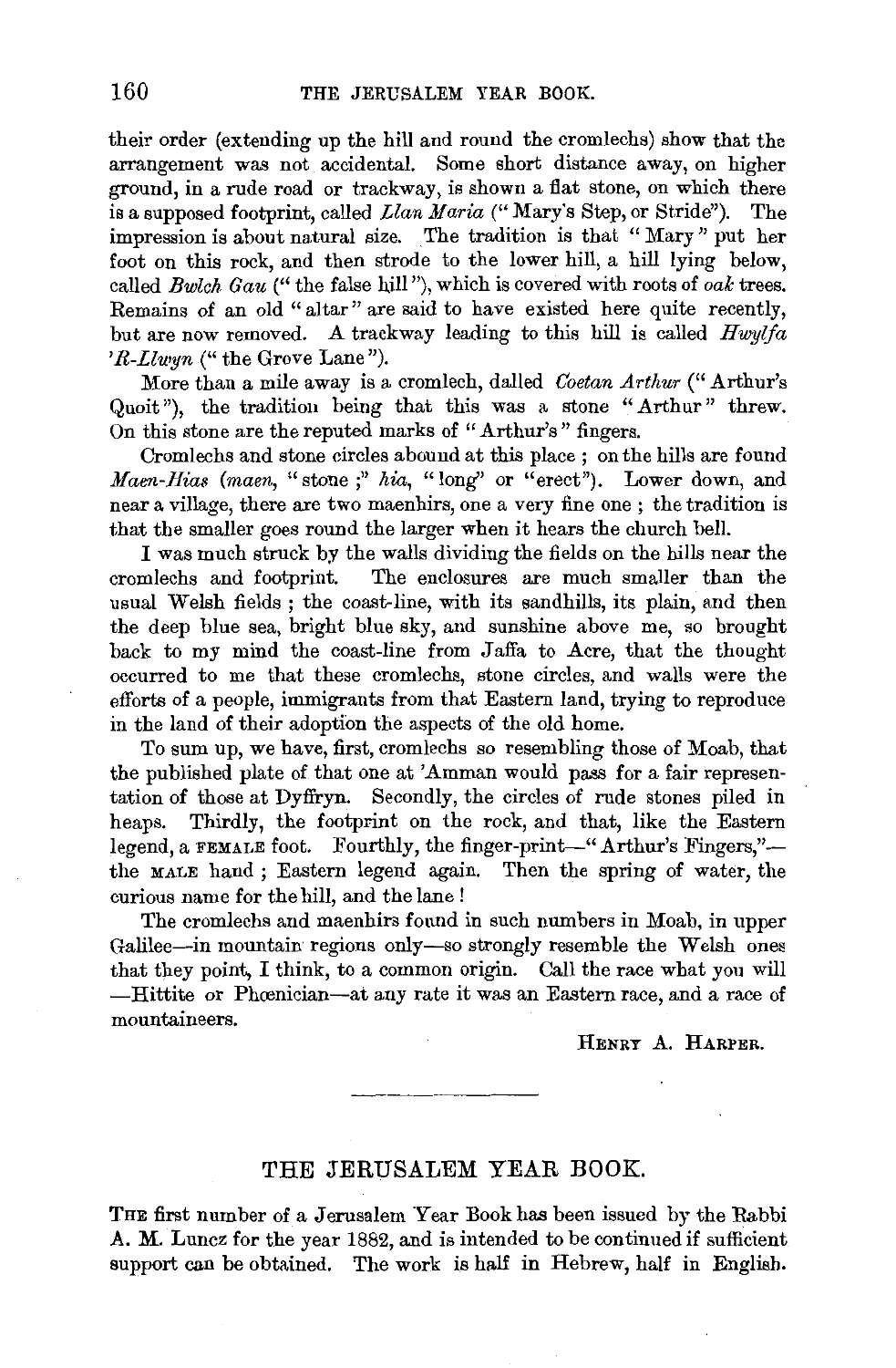their order (extending up the hill and round the cromlechs) show that the arrangement was not accidental. Some short distance away, on higher ground, in a rude road or trackway, is shown a flat stone, on which there is a supposed footprint, called *Llan Maria* ("Mary's Step, or Stride"). The impression is about natural size. The tradition is that "Mary" put her foot on this rock, and then strode to the lower hill, a hill lying below, called *Bwlch Gau* ("the false hill"), which is covered with roots of *oak* trees. Remains of an old "altar" are said to have existed here quite recently, but are now removed. A trackway leading to this hill is called *Hwylfa 'R-Llwyn* ("the Grove Lane").

More than a mile away is a cromlech, dalled *Coetan Arthur* ("Arthur's Quoit"), the tradition being that this was a stone "Arthur" threw. On this stone are the reputed marks of "Arthur's" fingers.

Cromlechs and stone circles abound at this place; on the hills are found *Maen-Hias* (*maen*, "stone;" *hia*, "long" or "erect"). Lower down, and near a village, there are two maenhirs, one a very fine one; the tradition is that the smaller goes round the larger when it hears the church bell.

I was much struck by the walls dividing the fields on the hills near the cromlechs and footprint. The enclosures are much smaller than the usual Welsh fields; the coast-line, with its sandhills, its plain, and then the deep blue sea, bright blue sky, and sunshine above me, so brought back to my mind the coast-line from Jaffa to Acre, that the thought occurred to me that these cromlechs, stone circles, and walls were the efforts of a people, immigrants from that Eastern land, trying to reproduce in the land of their adoption the aspects of the old home.

To sum up, we have, first, cromlechs so resembling those of Moab, that the published plate of that one at 'Amman would pass for a fair representation of those at Dyffryn. Secondly, the circles of rude stones piled in heaps. Thirdly, the footprint on the rock, and that, like the Eastern legend, a FEMALE foot. Fourthly, the finger-print—"Arthur's Fingers,"—the MALE hand; Eastern legend again. Then the spring of water, the curious name for the hill, and the lane!

The cromlechs and maenhirs found in such numbers in Moab, in upper Galilee—in mountain regions only—so strongly resemble the Welsh ones that they point, I think, to a common origin. Call the race what you will—Hittite or Phœnician—at any rate it was an Eastern race, and a race of mountaineers.

HENRY A. HARPER.

---

## THE JERUSALEM YEAR BOOK.

THE first number of a Jerusalem Year Book has been issued by the Rabbi A. M. Luncz for the year 1882, and is intended to be continued if sufficient support can be obtained. The work is half in Hebrew, half in English.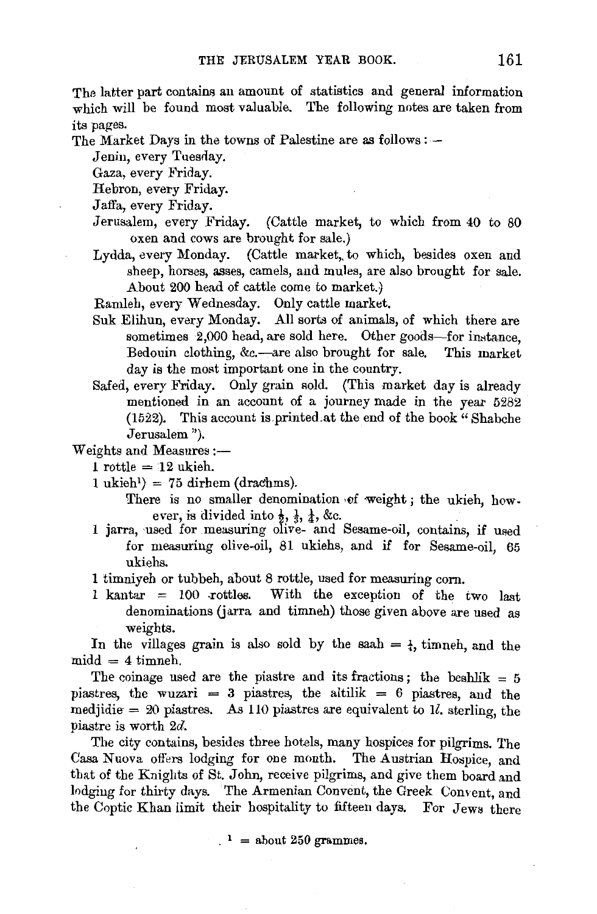The latter part contains an amount of statistics and general information which will be found most valuable. The following notes are taken from its pages.

The Market Days in the towns of Palestine are as follows:—

Jenin, every Tuesday.

Gaza, every Friday.

Hebron, every Friday.

Jaffa, every Friday.

Jerusalem, every Friday. (Cattle market, to which from 40 to 80 oxen and cows are brought for sale.)

Lydda, every Monday. (Cattle market, to which, besides oxen and sheep, horses, asses, camels, and mules, are also brought for sale. About 200 head of cattle come to market.)

Ramleh, every Wednesday. Only cattle market.

Suk Elihun, every Monday. All sorts of animals, of which there are sometimes 2,000 head, are sold here. Other goods—for instance, Bedouin clothing, &c.—are also brought for sale. This market day is the most important one in the country.

Safed, every Friday. Only grain sold. (This market day is already mentioned in an account of a journey made in the year 5282 (1522). This account is printed at the end of the book "Shabche Jerusalem").

Weights and Measures:—

1 rottle = 12 ukieh.

1 ukieh[1]) = 75 dirhem (drachms).

There is no smaller denomination of weight; the ukieh, however, is divided into ½, ⅓, ¼, &c.

1 jarra, used for measuring olive- and Sesame-oil, contains, if used for measuring olive-oil, 81 ukiehs, and if for Sesame-oil, 65 ukiehs.

1 timniyeh or tubbeh, about 8 rottle, used for measuring corn.

1 kantar = 100 rottles. With the exception of the two last denominations (jarra and timneh) those given above are used as weights.

In the villages grain is also sold by the saah = ¼, timneh, and the midd = 4 timneh.

The coinage used are the piastre and its fractions; the beshlik = 5 piastres, the wuzari = 3 piastres, the altilik = 6 piastres, and the medjidie = 20 piastres. As 110 piastres are equivalent to 1*l.* sterling, the piastre is worth 2*d.*

The city contains, besides three hotels, many hospices for pilgrims. The Casa Nuova offers lodging for one month. The Austrian Hospice, and that of the Knights of St. John, receive pilgrims, and give them board and lodging for thirty days. The Armenian Convent, the Greek Convent, and the Coptic Khan limit their hospitality to fifteen days. For Jews there

[1] = about 250 grammes.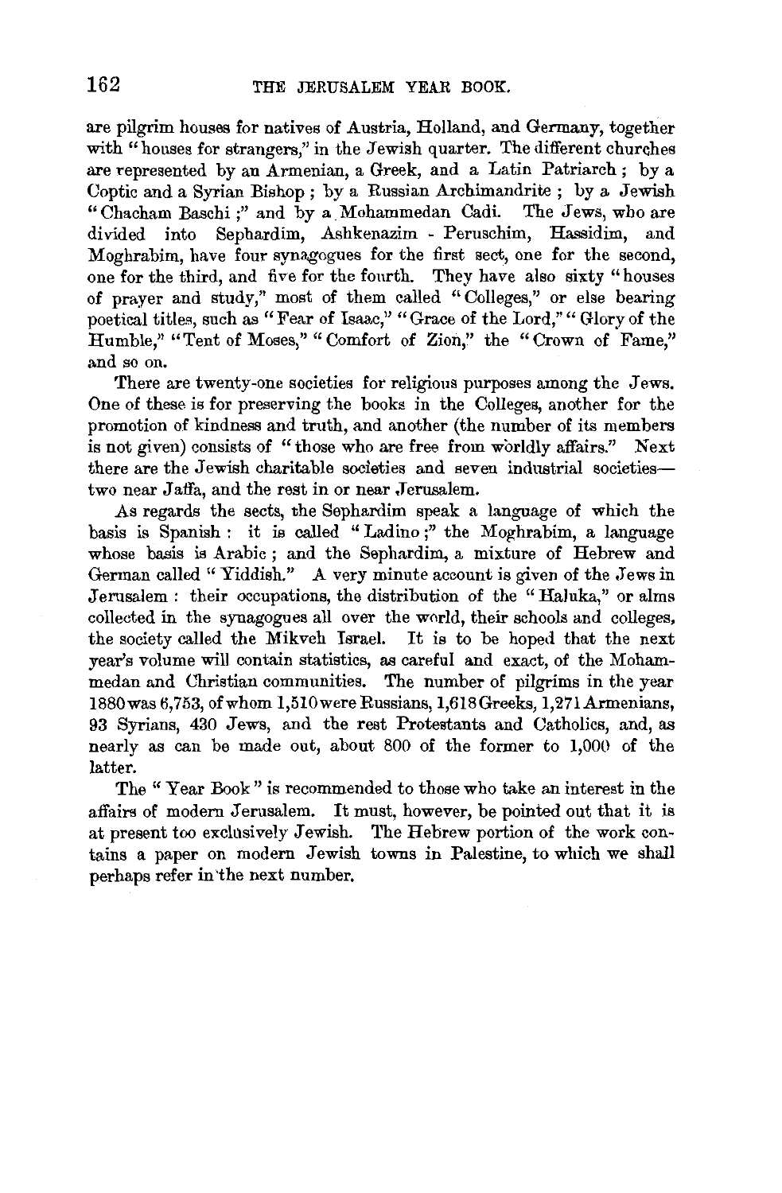are pilgrim houses for natives of Austria, Holland, and Germany, together with "houses for strangers," in the Jewish quarter. The different churches are represented by an Armenian, a Greek, and a Latin Patriarch; by a Coptic and a Syrian Bishop; by a Russian Archimandrite; by a Jewish "Chacham Baschi;" and by a Mohammedan Cadi. The Jews, who are divided into Sephardim, Ashkenazim - Peruschim, Hassidim, and Moghrabim, have four synagogues for the first sect, one for the second, one for the third, and five for the fourth. They have also sixty "houses of prayer and study," most of them called "Colleges," or else bearing poetical titles, such as "Fear of Isaac," "Grace of the Lord," "Glory of the Humble," "Tent of Moses," "Comfort of Zion," the "Crown of Fame," and so on.

There are twenty-one societies for religious purposes among the Jews. One of these is for preserving the books in the Colleges, another for the promotion of kindness and truth, and another (the number of its members is not given) consists of "those who are free from worldly affairs." Next there are the Jewish charitable societies and seven industrial societies—two near Jaffa, and the rest in or near Jerusalem.

As regards the sects, the Sephardim speak a language of which the basis is Spanish: it is called "Ladino;" the Moghrabim, a language whose basis is Arabic; and the Sephardim, a mixture of Hebrew and German called "Yiddish." A very minute account is given of the Jews in Jerusalem: their occupations, the distribution of the "Haluka," or alms collected in the synagogues all over the world, their schools and colleges, the society called the Mikveh Israel. It is to be hoped that the next year's volume will contain statistics, as careful and exact, of the Mohammedan and Christian communities. The number of pilgrims in the year 1880 was 6,753, of whom 1,510 were Russians, 1,618 Greeks, 1,271 Armenians, 93 Syrians, 430 Jews, and the rest Protestants and Catholics, and, as nearly as can be made out, about 800 of the former to 1,000 of the latter.

The "Year Book" is recommended to those who take an interest in the affairs of modern Jerusalem. It must, however, be pointed out that it is at present too exclusively Jewish. The Hebrew portion of the work contains a paper on modern Jewish towns in Palestine, to which we shall perhaps refer in the next number.